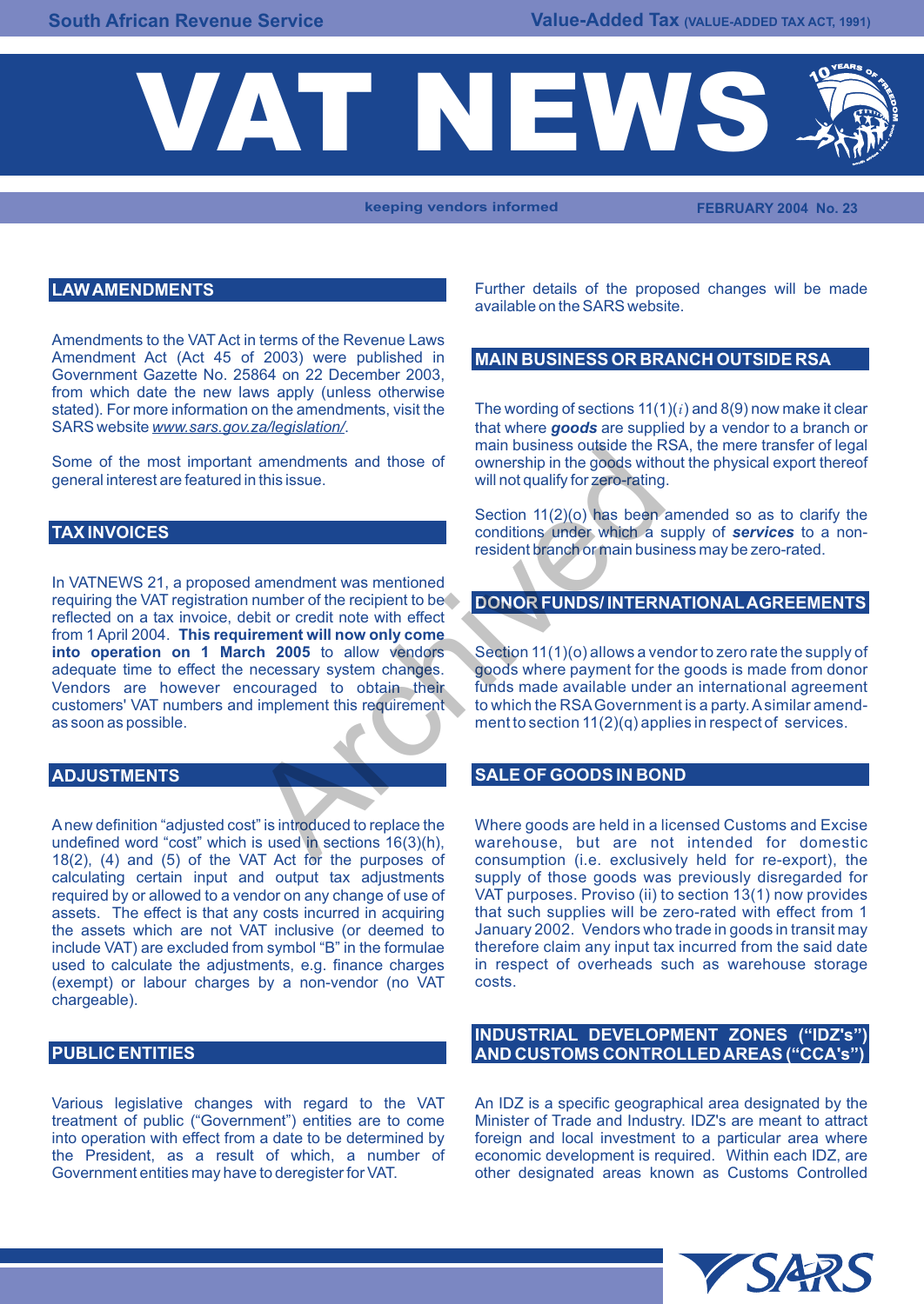# VAT NEWS

keeping vendors informed

FEBRUARY 2004 No. 23

## LAW AMENDMENTS

Amendments to the VAT Act in terms of the Revenue Laws Amendment Act (Act 45 of 2003) were published in Government Gazette No. 25864 on 22 December 2003, from which date the new laws apply (unless otherwise stated). For more information on the amendments, visit the SARS website *www.sars.gov.za/legislation/*.

Some of the most important amendments and those of general interest are featured in this issue.

## TAX INVOICES

In VATNEWS 21, a proposed amendment was mentioned requiring the VAT registration number of the recipient to be reflected on a tax invoice, debit or credit note with effect from 1 April 2004. **This requirement will now only come into operation on 1 March 2005** to allow vendors adequate time to effect the necessary system changes. Vendors are however encouraged to obtain their customers' VAT numbers and implement this requirement as soon as possible.

## ADJUSTMENTS

A new definition "adjusted cost" is introduced to replace the undefined word "cost" which is used in sections 16(3)(h), 18(2), (4) and (5) of the VAT Act for the purposes of calculating certain input and output tax adjustments required by or allowed to a vendor on any change of use of assets. The effect is that any costs incurred in acquiring the assets which are not VAT inclusive (or deemed to include VAT) are excluded from symbol "B" in the formulae used to calculate the adjustments, e.g. finance charges (exempt) or labour charges by a non-vendor (no VAT chargeable).

## PUBLIC ENTITIES

Various legislative changes with regard to the VAT treatment of public ("Government") entities are to come into operation with effect from a date to be determined by the President, as a result of which, a number of Government entities may have to deregister for VAT.

Further details of the proposed changes will be made available on the SARS website.

## MAIN BUSINESS OR BRANCH OUTSIDE RSA

The wording of sections 11(1)(*i*) and 8(9) now make it clear that where ***goods*** are supplied by a vendor to a branch or main business outside the RSA, the mere transfer of legal ownership in the goods without the physical export thereof will not qualify for zero-rating.

Section 11(2)(o) has been amended so as to clarify the conditions under which a supply of ***services*** to a non-resident branch or main business may be zero-rated.

## DONOR FUNDS/ INTERNATIONAL AGREEMENTS

Section 11(1)(o) allows a vendor to zero rate the supply of goods where payment for the goods is made from donor funds made available under an international agreement to which the RSA Government is a party. A similar amendment to section 11(2)(q) applies in respect of services.

## SALE OF GOODS IN BOND

Where goods are held in a licensed Customs and Excise warehouse, but are not intended for domestic consumption (i.e. exclusively held for re-export), the supply of those goods was previously disregarded for VAT purposes. Proviso (ii) to section 13(1) now provides that such supplies will be zero-rated with effect from 1 January 2002. Vendors who trade in goods in transit may therefore claim any input tax incurred from the said date in respect of overheads such as warehouse storage costs.

## INDUSTRIAL DEVELOPMENT ZONES ("IDZ's") AND CUSTOMS CONTROLLED AREAS ("CCA's")

An IDZ is a specific geographical area designated by the Minister of Trade and Industry. IDZ's are meant to attract foreign and local investment to a particular area where economic development is required. Within each IDZ, are other designated areas known as Customs Controlled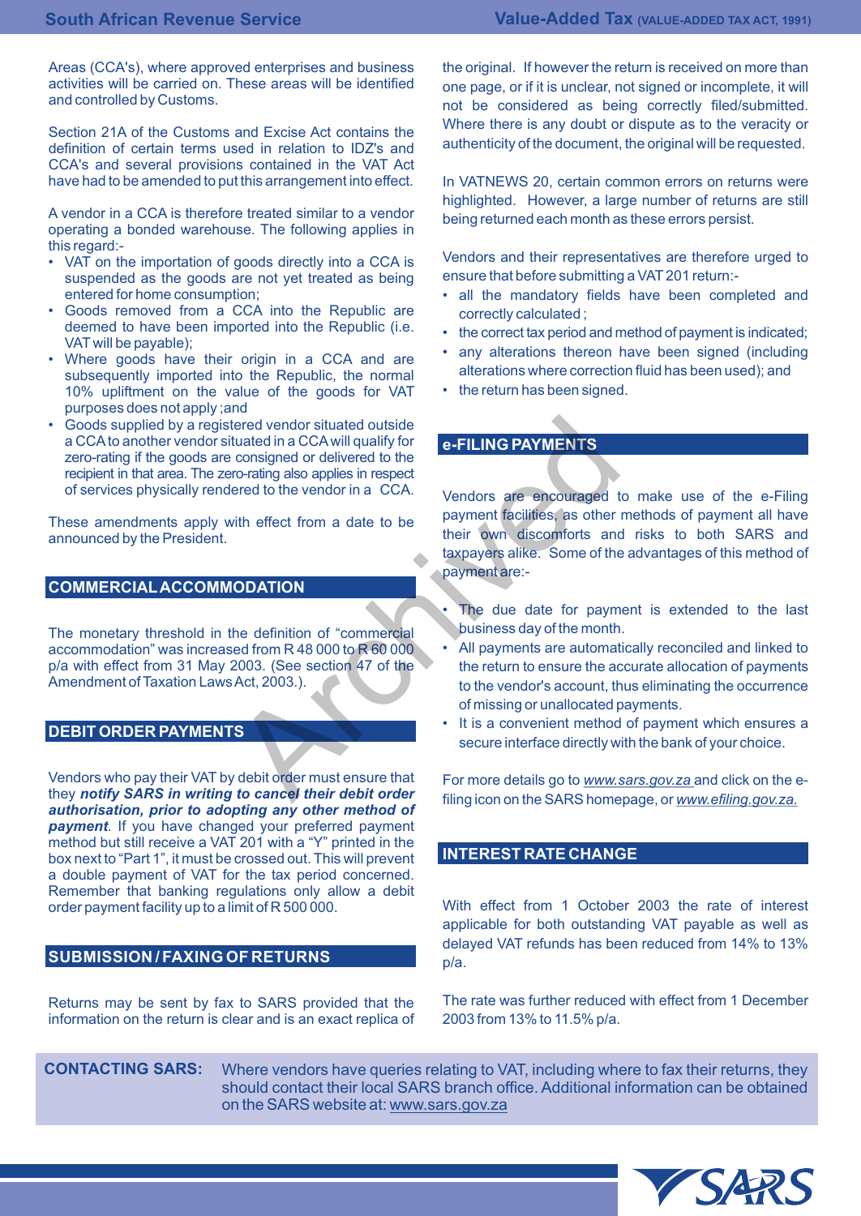Areas (CCA's), where approved enterprises and business activities will be carried on. These areas will be identified and controlled by Customs.

Section 21A of the Customs and Excise Act contains the definition of certain terms used in relation to IDZ's and CCA's and several provisions contained in the VAT Act have had to be amended to put this arrangement into effect.

A vendor in a CCA is therefore treated similar to a vendor operating a bonded warehouse. The following applies in this regard:-

- VAT on the importation of goods directly into a CCA is suspended as the goods are not yet treated as being entered for home consumption;
- Goods removed from a CCA into the Republic are deemed to have been imported into the Republic (i.e. VAT will be payable);
- Where goods have their origin in a CCA and are subsequently imported into the Republic, the normal 10% upliftment on the value of the goods for VAT purposes does not apply ;and
- Goods supplied by a registered vendor situated outside a CCA to another vendor situated in a CCA will qualify for zero-rating if the goods are consigned or delivered to the recipient in that area. The zero-rating also applies in respect of services physically rendered to the vendor in a CCA.

These amendments apply with effect from a date to be announced by the President.

## COMMERCIAL ACCOMMODATION

The monetary threshold in the definition of "commercial accommodation" was increased from R 48 000 to R 60 000 p/a with effect from 31 May 2003. (See section 47 of the Amendment of Taxation Laws Act, 2003.).

## DEBIT ORDER PAYMENTS

Vendors who pay their VAT by debit order must ensure that they ***notify SARS in writing to cancel their debit order authorisation, prior to adopting any other method of payment***. If you have changed your preferred payment method but still receive a VAT 201 with a "Y" printed in the box next to "Part 1", it must be crossed out. This will prevent a double payment of VAT for the tax period concerned. Remember that banking regulations only allow a debit order payment facility up to a limit of R 500 000.

## SUBMISSION / FAXING OF RETURNS

Returns may be sent by fax to SARS provided that the information on the return is clear and is an exact replica of the original. If however the return is received on more than one page, or if it is unclear, not signed or incomplete, it will not be considered as being correctly filed/submitted. Where there is any doubt or dispute as to the veracity or authenticity of the document, the original will be requested.

In VATNEWS 20, certain common errors on returns were highlighted. However, a large number of returns are still being returned each month as these errors persist.

Vendors and their representatives are therefore urged to ensure that before submitting a VAT 201 return:-

- all the mandatory fields have been completed and correctly calculated ;
- the correct tax period and method of payment is indicated;
- any alterations thereon have been signed (including alterations where correction fluid has been used); and
- the return has been signed.

## e-FILING PAYMENTS

Vendors are encouraged to make use of the e-Filing payment facilities, as other methods of payment all have their own discomforts and risks to both SARS and taxpayers alike. Some of the advantages of this method of payment are:-

- The due date for payment is extended to the last business day of the month.
- All payments are automatically reconciled and linked to the return to ensure the accurate allocation of payments to the vendor's account, thus eliminating the occurrence of missing or unallocated payments.
- It is a convenient method of payment which ensures a secure interface directly with the bank of your choice.

For more details go to www.sars.gov.za and click on the e-filing icon on the SARS homepage, or www.efiling.gov.za.

## INTEREST RATE CHANGE

With effect from 1 October 2003 the rate of interest applicable for both outstanding VAT payable as well as delayed VAT refunds has been reduced from 14% to 13% p/a.

The rate was further reduced with effect from 1 December 2003 from 13% to 11.5% p/a.

**CONTACTING SARS:** Where vendors have queries relating to VAT, including where to fax their returns, they should contact their local SARS branch office. Additional information can be obtained on the SARS website at: www.sars.gov.za